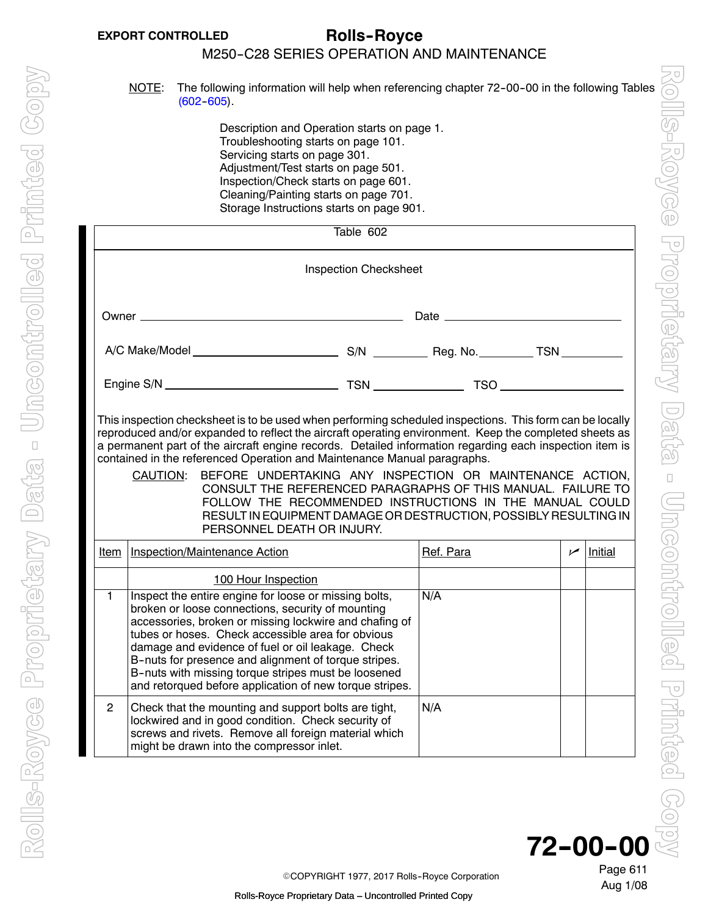NOTE: The following information will help when referencing chapter 72-00-00 in the following Tables (602-605).

Description and Operation starts on page 1.
Troubleshooting starts on page 101.
Servicing starts on page 301.
Adjustment/Test starts on page 501.
Inspection/Check starts on page 601.
Cleaning/Painting starts on page 701.
Storage Instructions starts on page 901.

Table 602

Inspection Checksheet

Owner ____________________ Date ____________________

A/C Make/Model ____________________ S/N __________ Reg. No. __________ TSN __________

Engine S/N ____________________ TSN __________ TSO __________

This inspection checksheet is to be used when performing scheduled inspections. This form can be locally reproduced and/or expanded to reflect the aircraft operating environment. Keep the completed sheets as a permanent part of the aircraft engine records. Detailed information regarding each inspection item is contained in the referenced Operation and Maintenance Manual paragraphs.

CAUTION: BEFORE UNDERTAKING ANY INSPECTION OR MAINTENANCE ACTION, CONSULT THE REFERENCED PARAGRAPHS OF THIS MANUAL. FAILURE TO FOLLOW THE RECOMMENDED INSTRUCTIONS IN THE MANUAL COULD RESULT IN EQUIPMENT DAMAGE OR DESTRUCTION, POSSIBLY RESULTING IN PERSONNEL DEATH OR INJURY.

| Item | Inspection/Maintenance Action | Ref. Para | ✓ | Initial |
|---|---|---|---|---|
| | 100 Hour Inspection | | | |
| 1 | Inspect the entire engine for loose or missing bolts, broken or loose connections, security of mounting accessories, broken or missing lockwire and chafing of tubes or hoses. Check accessible area for obvious damage and evidence of fuel or oil leakage. Check B-nuts for presence and alignment of torque stripes. B-nuts with missing torque stripes must be loosened and retorqued before application of new torque stripes. | N/A | | |
| 2 | Check that the mounting and support bolts are tight, lockwired and in good condition. Check security of screws and rivets. Remove all foreign material which might be drawn into the compressor inlet. | N/A | | |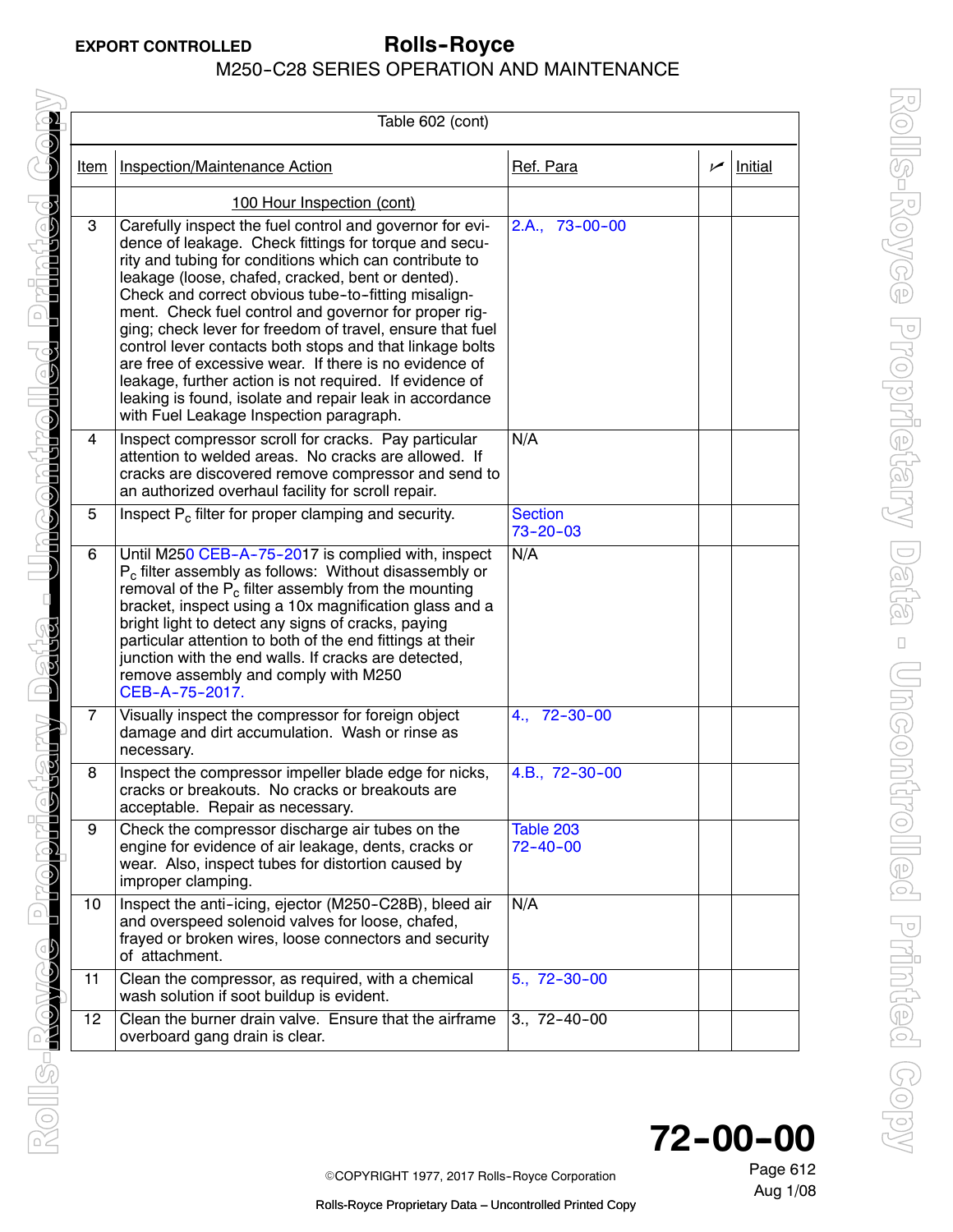| Table 602 (cont) | | | | |
|---|---|---|---|---|
| Item | Inspection/Maintenance Action | Ref. Para | ✓ | Initial |
| | 100 Hour Inspection (cont) | | | |
| 3 | Carefully inspect the fuel control and governor for evidence of leakage. Check fittings for torque and security and tubing for conditions which can contribute to leakage (loose, chafed, cracked, bent or dented). Check and correct obvious tube-to-fitting misalignment. Check fuel control and governor for proper rigging; check lever for freedom of travel, ensure that fuel control lever contacts both stops and that linkage bolts are free of excessive wear. If there is no evidence of leakage, further action is not required. If evidence of leaking is found, isolate and repair leak in accordance with Fuel Leakage Inspection paragraph. | 2.A., 73-00-00 | | |
| 4 | Inspect compressor scroll for cracks. Pay particular attention to welded areas. No cracks are allowed. If cracks are discovered remove compressor and send to an authorized overhaul facility for scroll repair. | N/A | | |
| 5 | Inspect $P_c$ filter for proper clamping and security. | Section 73-20-03 | | |
| 6 | Until M250 CEB-A-75-2017 is complied with, inspect $P_c$ filter assembly as follows: Without disassembly or removal of the $P_c$ filter assembly from the mounting bracket, inspect using a 10x magnification glass and a bright light to detect any signs of cracks, paying particular attention to both of the end fittings at their junction with the end walls. If cracks are detected, remove assembly and comply with M250 CEB-A-75-2017. | N/A | | |
| 7 | Visually inspect the compressor for foreign object damage and dirt accumulation. Wash or rinse as necessary. | 4., 72-30-00 | | |
| 8 | Inspect the compressor impeller blade edge for nicks, cracks or breakouts. No cracks or breakouts are acceptable. Repair as necessary. | 4.B., 72-30-00 | | |
| 9 | Check the compressor discharge air tubes on the engine for evidence of air leakage, dents, cracks or wear. Also, inspect tubes for distortion caused by improper clamping. | Table 203 72-40-00 | | |
| 10 | Inspect the anti-icing, ejector (M250-C28B), bleed air and overspeed solenoid valves for loose, chafed, frayed or broken wires, loose connectors and security of attachment. | N/A | | |
| 11 | Clean the compressor, as required, with a chemical wash solution if soot buildup is evident. | 5., 72-30-00 | | |
| 12 | Clean the burner drain valve. Ensure that the airframe overboard gang drain is clear. | 3., 72-40-00 | | |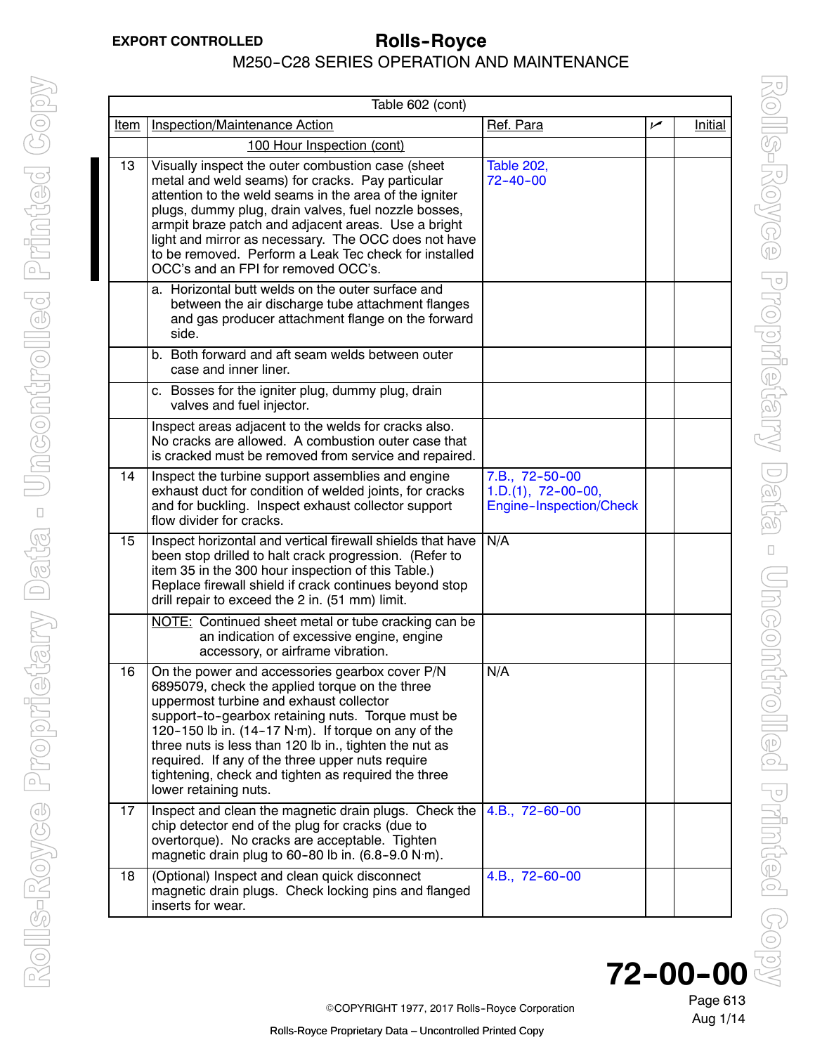| Table 602 (cont) | | | | |
|---|---|---|---|---|
| Item | Inspection/Maintenance Action | Ref. Para | ✓ | Initial |
| | 100 Hour Inspection (cont) | | | |
| 13 | Visually inspect the outer combustion case (sheet metal and weld seams) for cracks. Pay particular attention to the weld seams in the area of the igniter plugs, dummy plug, drain valves, fuel nozzle bosses, armpit braze patch and adjacent areas. Use a bright light and mirror as necessary. The OCC does not have to be removed. Perform a Leak Tec check for installed OCC's and an FPI for removed OCC's. | Table 202, 72-40-00 | | |
| | a. Horizontal butt welds on the outer surface and between the air discharge tube attachment flanges and gas producer attachment flange on the forward side. | | | |
| | b. Both forward and aft seam welds between outer case and inner liner. | | | |
| | c. Bosses for the igniter plug, dummy plug, drain valves and fuel injector. | | | |
| | Inspect areas adjacent to the welds for cracks also. No cracks are allowed. A combustion outer case that is cracked must be removed from service and repaired. | | | |
| 14 | Inspect the turbine support assemblies and engine exhaust duct for condition of welded joints, for cracks and for buckling. Inspect exhaust collector support flow divider for cracks. | 7.B., 72-50-00 1.D.(1), 72-00-00, Engine-Inspection/Check | | |
| 15 | Inspect horizontal and vertical firewall shields that have been stop drilled to halt crack progression. (Refer to item 35 in the 300 hour inspection of this Table.) Replace firewall shield if crack continues beyond stop drill repair to exceed the 2 in. (51 mm) limit. | N/A | | |
| | NOTE: Continued sheet metal or tube cracking can be an indication of excessive engine, engine accessory, or airframe vibration. | | | |
| 16 | On the power and accessories gearbox cover P/N 6895079, check the applied torque on the three uppermost turbine and exhaust collector support-to-gearbox retaining nuts. Torque must be 120-150 lb in. (14-17 N·m). If torque on any of the three nuts is less than 120 lb in., tighten the nut as required. If any of the three upper nuts require tightening, check and tighten as required the three lower retaining nuts. | N/A | | |
| 17 | Inspect and clean the magnetic drain plugs. Check the chip detector end of the plug for cracks (due to overtorque). No cracks are acceptable. Tighten magnetic drain plug to 60-80 lb in. (6.8-9.0 N·m). | 4.B., 72-60-00 | | |
| 18 | (Optional) Inspect and clean quick disconnect magnetic drain plugs. Check locking pins and flanged inserts for wear. | 4.B., 72-60-00 | | |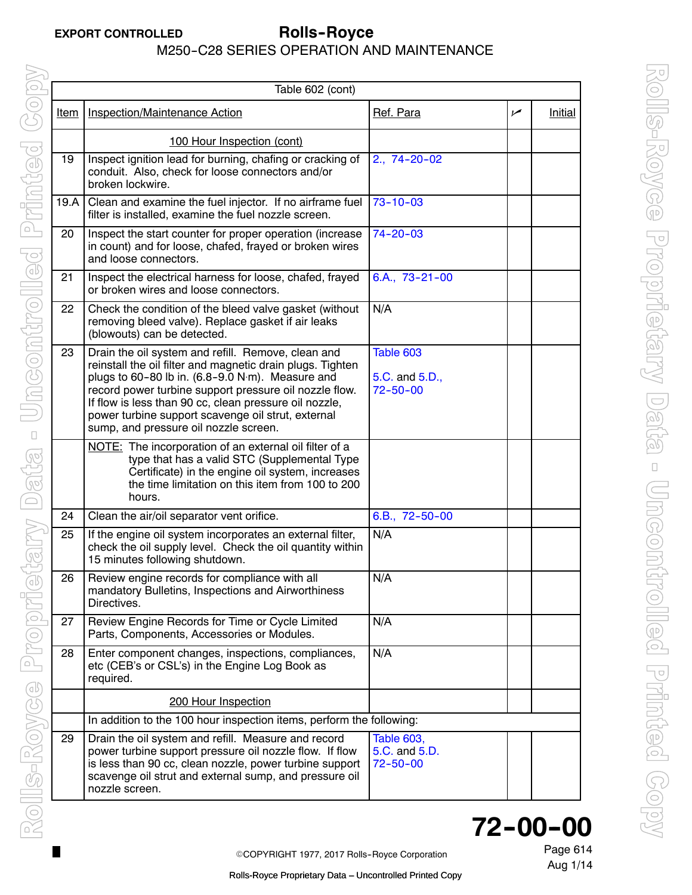| Table 602 (cont) | | | | |
|---|---|---|---|---|
| Item | Inspection/Maintenance Action | Ref. Para | ✓ | Initial |
| | 100 Hour Inspection (cont) | | | |
| 19 | Inspect ignition lead for burning, chafing or cracking of conduit. Also, check for loose connectors and/or broken lockwire. | 2., 74-20-02 | | |
| 19.A | Clean and examine the fuel injector. If no airframe fuel filter is installed, examine the fuel nozzle screen. | 73-10-03 | | |
| 20 | Inspect the start counter for proper operation (increase in count) and for loose, chafed, frayed or broken wires and loose connectors. | 74-20-03 | | |
| 21 | Inspect the electrical harness for loose, chafed, frayed or broken wires and loose connectors. | 6.A., 73-21-00 | | |
| 22 | Check the condition of the bleed valve gasket (without removing bleed valve). Replace gasket if air leaks (blowouts) can be detected. | N/A | | |
| 23 | Drain the oil system and refill. Remove, clean and reinstall the oil filter and magnetic drain plugs. Tighten plugs to 60-80 lb in. (6.8-9.0 N·m). Measure and record power turbine support pressure oil nozzle flow. If flow is less than 90 cc, clean pressure oil nozzle, power turbine support scavenge oil strut, external sump, and pressure oil nozzle screen. | Table 603 5.C. and 5.D., 72-50-00 | | |
| | NOTE: The incorporation of an external oil filter of a type that has a valid STC (Supplemental Type Certificate) in the engine oil system, increases the time limitation on this item from 100 to 200 hours. | | | |
| 24 | Clean the air/oil separator vent orifice. | 6.B., 72-50-00 | | |
| 25 | If the engine oil system incorporates an external filter, check the oil supply level. Check the oil quantity within 15 minutes following shutdown. | N/A | | |
| 26 | Review engine records for compliance with all mandatory Bulletins, Inspections and Airworthiness Directives. | N/A | | |
| 27 | Review Engine Records for Time or Cycle Limited Parts, Components, Accessories or Modules. | N/A | | |
| 28 | Enter component changes, inspections, compliances, etc (CEB's or CSL's) in the Engine Log Book as required. | N/A | | |
| | 200 Hour Inspection | | | |
| | In addition to the 100 hour inspection items, perform the following: | | | |
| 29 | Drain the oil system and refill. Measure and record power turbine support pressure oil nozzle flow. If flow is less than 90 cc, clean nozzle, power turbine support scavenge oil strut and external sump, and pressure oil nozzle screen. | Table 603, 5.C. and 5.D. 72-50-00 | | |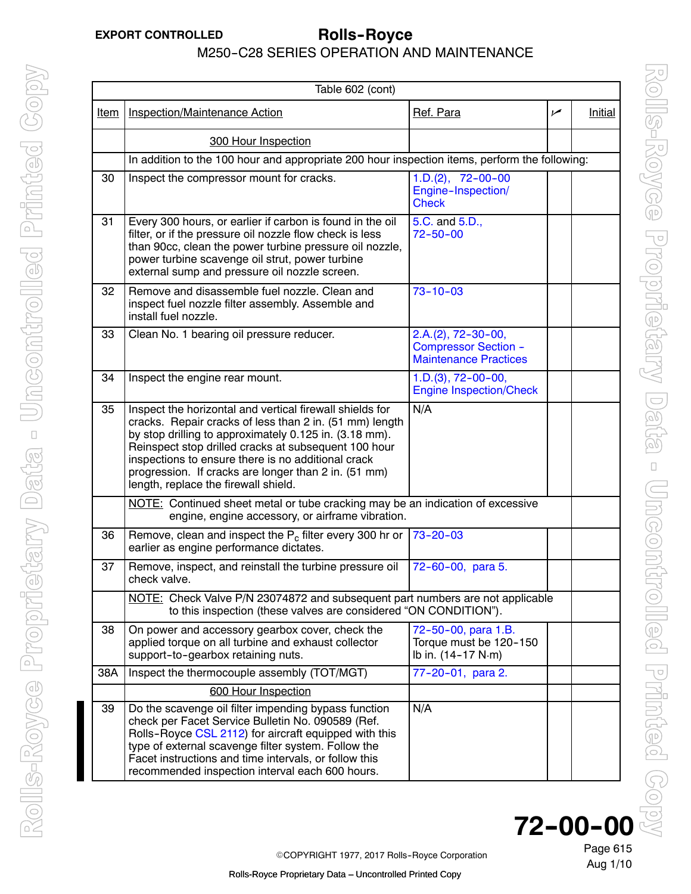| Table 602 (cont) | | | | |
|---|---|---|---|---|
| Item | Inspection/Maintenance Action | Ref. Para | ✓ | Initial |
| | 300 Hour Inspection | | | |
| | In addition to the 100 hour and appropriate 200 hour inspection items, perform the following: | | | |
| 30 | Inspect the compressor mount for cracks. | 1.D.(2), 72-00-00 Engine-Inspection/ Check | | |
| 31 | Every 300 hours, or earlier if carbon is found in the oil filter, or if the pressure oil nozzle flow check is less than 90cc, clean the power turbine pressure oil nozzle, power turbine scavenge oil strut, power turbine external sump and pressure oil nozzle screen. | 5.C. and 5.D., 72-50-00 | | |
| 32 | Remove and disassemble fuel nozzle. Clean and inspect fuel nozzle filter assembly. Assemble and install fuel nozzle. | 73-10-03 | | |
| 33 | Clean No. 1 bearing oil pressure reducer. | 2.A.(2), 72-30-00, Compressor Section - Maintenance Practices | | |
| 34 | Inspect the engine rear mount. | 1.D.(3), 72-00-00, Engine Inspection/Check | | |
| 35 | Inspect the horizontal and vertical firewall shields for cracks. Repair cracks of less than 2 in. (51 mm) length by stop drilling to approximately 0.125 in. (3.18 mm). Reinspect stop drilled cracks at subsequent 100 hour inspections to ensure there is no additional crack progression. If cracks are longer than 2 in. (51 mm) length, replace the firewall shield. | N/A | | |
| | NOTE: Continued sheet metal or tube cracking may be an indication of excessive engine, engine accessory, or airframe vibration. | | | |
| 36 | Remove, clean and inspect the $P_c$ filter every 300 hr or earlier as engine performance dictates. | 73-20-03 | | |
| 37 | Remove, inspect, and reinstall the turbine pressure oil check valve. | 72-60-00, para 5. | | |
| | NOTE: Check Valve P/N 23074872 and subsequent part numbers are not applicable to this inspection (these valves are considered “ON CONDITION”). | | | |
| 38 | On power and accessory gearbox cover, check the applied torque on all turbine and exhaust collector support-to-gearbox retaining nuts. | 72-50-00, para 1.B. Torque must be 120-150 lb in. (14-17 N·m) | | |
| 38A | Inspect the thermocouple assembly (TOT/MGT) | 77-20-01, para 2. | | |
| | 600 Hour Inspection | | | |
| 39 | Do the scavenge oil filter impending bypass function check per Facet Service Bulletin No. 090589 (Ref. Rolls-Royce CSL 2112) for aircraft equipped with this type of external scavenge filter system. Follow the Facet instructions and time intervals, or follow this recommended inspection interval each 600 hours. | N/A | | |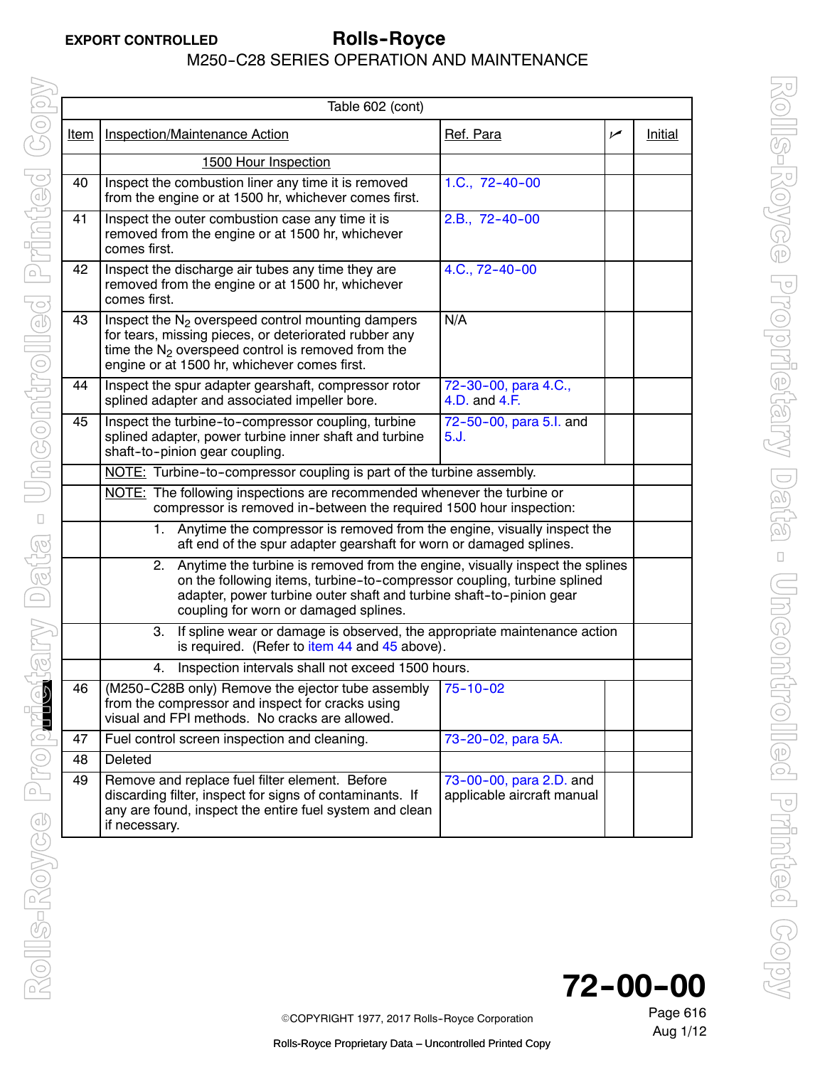| Table 602 (cont) | | | | |
|---|---|---|---|---|
| Item | Inspection/Maintenance Action | Ref. Para | ✓ | Initial |
| | 1500 Hour Inspection | | | |
| 40 | Inspect the combustion liner any time it is removed from the engine or at 1500 hr, whichever comes first. | 1.C., 72-40-00 | | |
| 41 | Inspect the outer combustion case any time it is removed from the engine or at 1500 hr, whichever comes first. | 2.B., 72-40-00 | | |
| 42 | Inspect the discharge air tubes any time they are removed from the engine or at 1500 hr, whichever comes first. | 4.C., 72-40-00 | | |
| 43 | Inspect the $N_2$ overspeed control mounting dampers for tears, missing pieces, or deteriorated rubber any time the $N_2$ overspeed control is removed from the engine or at 1500 hr, whichever comes first. | N/A | | |
| 44 | Inspect the spur adapter gearshaft, compressor rotor splined adapter and associated impeller bore. | 72-30-00, para 4.C., 4.D. and 4.F. | | |
| 45 | Inspect the turbine-to-compressor coupling, turbine splined adapter, power turbine inner shaft and turbine shaft-to-pinion gear coupling. | 72-50-00, para 5.I. and 5.J. | | |
| | NOTE: Turbine-to-compressor coupling is part of the turbine assembly. | | | |
| | NOTE: The following inspections are recommended whenever the turbine or compressor is removed in-between the required 1500 hour inspection: | | | |
| | 1. Anytime the compressor is removed from the engine, visually inspect the aft end of the spur adapter gearshaft for worn or damaged splines. | | | |
| | 2. Anytime the turbine is removed from the engine, visually inspect the splines on the following items, turbine-to-compressor coupling, turbine splined adapter, power turbine outer shaft and turbine shaft-to-pinion gear coupling for worn or damaged splines. | | | |
| | 3. If spline wear or damage is observed, the appropriate maintenance action is required. (Refer to item 44 and 45 above). | | | |
| | 4. Inspection intervals shall not exceed 1500 hours. | | | |
| 46 | (M250-C28B only) Remove the ejector tube assembly from the compressor and inspect for cracks using visual and FPI methods. No cracks are allowed. | 75-10-02 | | |
| 47 | Fuel control screen inspection and cleaning. | 73-20-02, para 5A. | | |
| 48 | Deleted | | | |
| 49 | Remove and replace fuel filter element. Before discarding filter, inspect for signs of contaminants. If any are found, inspect the entire fuel system and clean if necessary. | 73-00-00, para 2.D. and applicable aircraft manual | | |